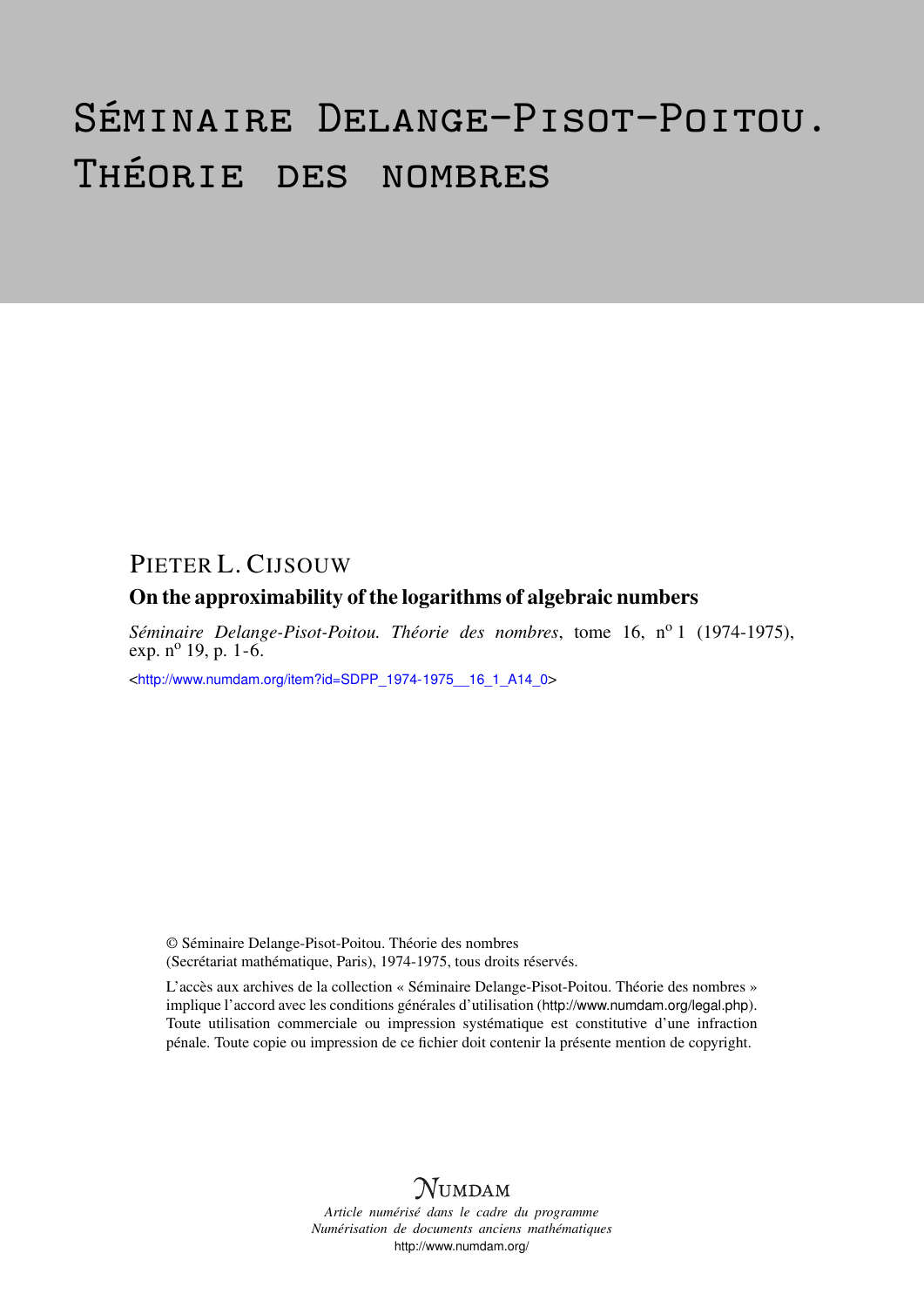# Séminaire Delange-Pisot-Poitou. Théorie des nombres

PIETER L. CIJSOUW

## On the approximability of the logarithms of algebraic numbers

*Séminaire Delange-Pisot-Poitou. Théorie des nombres*, tome 16, n° 1 (1974-1975), exp. n° 19, p. 1-6.

<http://www.numdam.org/item?id=SDPP_1974-1975__16_1_A14_0>

© Séminaire Delange-Pisot-Poitou. Théorie des nombres (Secrétariat mathématique, Paris), 1974-1975, tous droits réservés.

L'accès aux archives de la collection « Séminaire Delange-Pisot-Poitou. Théorie des nombres » implique l'accord avec les conditions générales d'utilisation (http://www.numdam.org/legal.php). Toute utilisation commerciale ou impression systématique est constitutive d'une infraction pénale. Toute copie ou impression de ce fichier doit contenir la présente mention de copyright.

NUMDAM

*Article numérisé dans le cadre du programme Numérisation de documents anciens mathématiques*

http://www.numdam.org/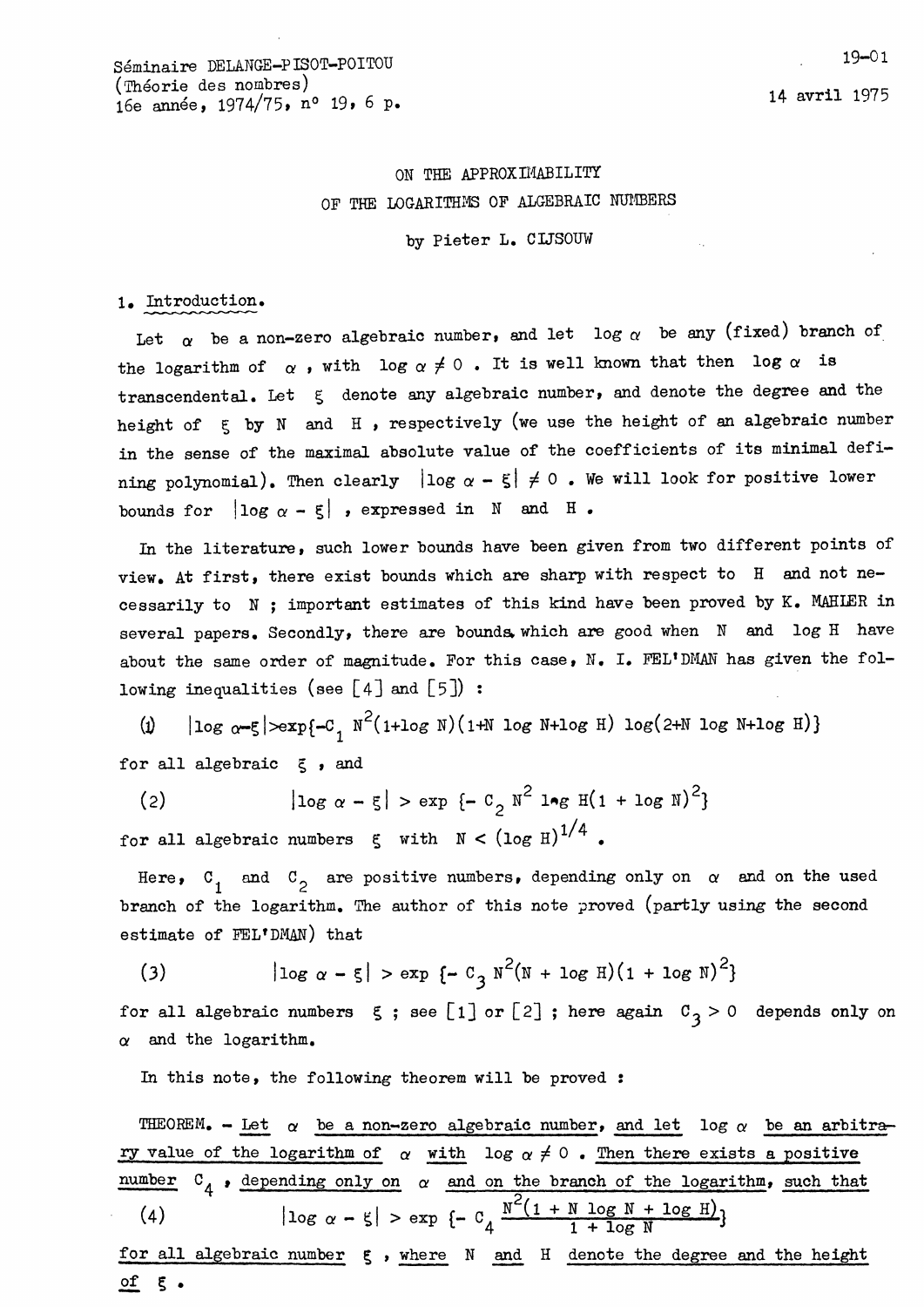# ON THE APPROXIMABILITY OF THE LOGARITHMS OF ALGEBRAIC NUMBERS

by Pieter L. CIJSOUW

## 1. Introduction.

Let $\alpha$ be a non-zero algebraic number, and let $\log \alpha$ be any (fixed) branch of the logarithm of $\alpha$, with $\log \alpha \neq 0$. It is well known that then $\log \alpha$ is transcendental. Let $\xi$ denote any algebraic number, and denote the degree and the height of $\xi$ by $N$ and $H$, respectively (we use the height of an algebraic number in the sense of the maximal absolute value of the coefficients of its minimal defining polynomial). Then clearly $|\log \alpha - \xi| \neq 0$. We will look for positive lower bounds for $|\log \alpha - \xi|$, expressed in $N$ and $H$.

In the literature, such lower bounds have been given from two different points of view. At first, there exist bounds which are sharp with respect to $H$ and not necessarily to $N$ ; important estimates of this kind have been proved by K. MAHLER in several papers. Secondly, there are bounds which are good when $N$ and $\log H$ have about the same order of magnitude. For this case, N. I. FEL'DMAN has given the following inequalities (see [4] and [5]) :

(1) $$|\log \alpha - \xi| > \exp\{-C_1 N^2(1+\log N)(1+N\log N+\log H)\log(2+N\log N+\log H)\}$$

for all algebraic $\xi$, and

(2) $$|\log \alpha - \xi| > \exp\{-C_2 N^2 \log H(1+\log N)^2\}$$

for all algebraic numbers $\xi$ with $N < (\log H)^{1/4}$.

Here, $C_1$ and $C_2$ are positive numbers, depending only on $\alpha$ and on the used branch of the logarithm. The author of this note proved (partly using the second estimate of FEL'DMAN) that

(3) $$|\log \alpha - \xi| > \exp\{-C_3 N^2(N+\log H)(1+\log N)^2\}$$

for all algebraic numbers $\xi$ ; see [1] or [2] ; here again $C_3 > 0$ depends only on $\alpha$ and the logarithm.

In this note, the following theorem will be proved :

THEOREM. - *Let $\alpha$ be a non-zero algebraic number, and let $\log \alpha$ be an arbitrary value of the logarithm of $\alpha$ with $\log \alpha \neq 0$. Then there exists a positive number $C_4$, depending only on $\alpha$ and on the branch of the logarithm, such that*

(4) $$|\log \alpha - \xi| > \exp\left\{-C_4 \frac{N^2(1+N\log N+\log H)}{1+\log N}\right\}$$

*for all algebraic number $\xi$, where $N$ and $H$ denote the degree and the height of $\xi$.*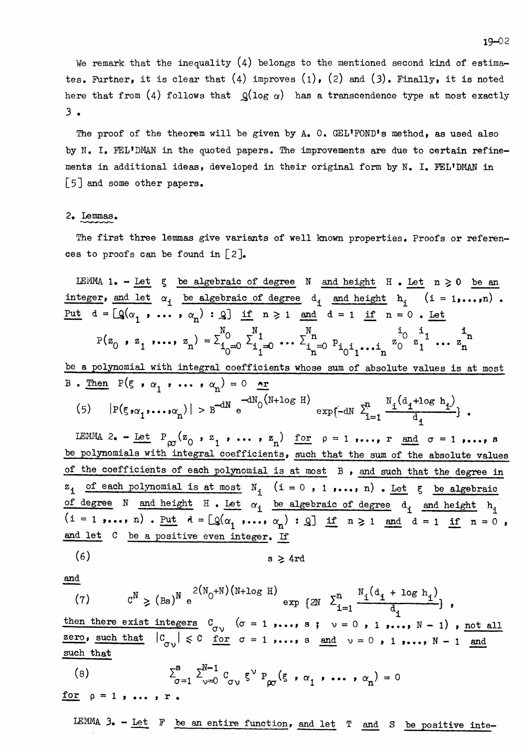We remark that the inequality (4) belongs to the mentioned second kind of estimates. Further, it is clear that (4) improves (1), (2) and (3). Finally, it is noted here that from (4) follows that $\mathbb{Q}(\log \alpha)$ has a transcendence type at most exactly 3.

The proof of the theorem will be given by A. O. GEL'FOND's method, as used also by N. I. FEL'DMAN in the quoted papers. The improvements are due to certain refinements in additional ideas, developed in their original form by N. I. FEL'DMAN in [5] and some other papers.

## 2. Lemmas.

The first three lemmas give variants of well known properties. Proofs or references to proofs can be found in [2].

LEMMA 1. - *Let $\xi$ be algebraic of degree $N$ and height $H$. Let $n \geqslant 0$ be an integer, and let $\alpha_i$ be algebraic of degree $d_i$ and height $h_i$ $(i = 1, \ldots, n)$. Put $d = [\mathbb{Q}(\alpha_1, \ldots, \alpha_n) : \mathbb{Q}]$ if $n \geqslant 1$ and $d = 1$ if $n = 0$. Let*

$$P(z_0, z_1, \ldots, z_n) = \sum_{i_0=0}^{N_0} \sum_{i_1=0}^{N_1} \cdots \sum_{i_n=0}^{N_n} p_{i_0 i_1 \ldots i_n} z_0^{i_0} z_1^{i_1} \ldots z_n^{i_n}$$

*be a polynomial with integral coefficients whose sum of absolute values is at most $B$. Then $P(\xi, \alpha_1, \ldots, \alpha_n) = 0$ or*

$$(5) \qquad |P(\xi, \alpha_1, \ldots, \alpha_n)| > B^{-dN} e^{-dN_0(N+\log H)} \exp\{-dN \sum_{i=1}^{n} \frac{N_i(d_i + \log h_i)}{d_i}\} .$$

LEMMA 2. - *Let $P_{\rho\sigma}(z_0, z_1, \ldots, z_n)$ for $\rho = 1, \ldots, r$ and $\sigma = 1, \ldots, s$ be polynomials with integral coefficients, such that the sum of the absolute values of the coefficients of each polynomial is at most $B$, and such that the degree in $z_i$ of each polynomial is at most $N_i$ $(i = 0, 1, \ldots, n)$. Let $\xi$ be algebraic of degree $N$ and height $H$. Let $\alpha_i$ be algebraic of degree $d_i$ and height $h_i$ $(i = 1, \ldots, n)$. Put $d = [\mathbb{Q}(\alpha_1, \ldots, \alpha_n) : \mathbb{Q}]$ if $n \geqslant 1$ and $d = 1$ if $n = 0$, and let $C$ be a positive even integer. If*

$$(6) \qquad s \geqslant 4rd$$

*and*

$$(7) \qquad C^N \geqslant (Bs)^N e^{2(N_0+N)(N+\log H)} \exp\{2N \sum_{i=1}^{n} \frac{N_i(d_i + \log h_i)}{d_i}\} ,$$

*then there exist integers $C_{\sigma\nu}$ $(\sigma = 1, \ldots, s ; \nu = 0, 1, \ldots, N-1)$, not all zero, such that $|C_{\sigma\nu}| \leqslant C$ for $\sigma = 1, \ldots, s$ and $\nu = 0, 1, \ldots, N-1$ and such that*

$$(8) \qquad \sum_{\sigma=1}^{s} \sum_{\nu=0}^{N-1} C_{\sigma\nu} \xi^\nu P_{\rho\sigma}(\xi, \alpha_1, \ldots, \alpha_n) = 0$$

*for $\rho = 1, \ldots, r$.*

LEMMA 3. - *Let $F$ be an entire function, and let $T$ and $S$ be positive inte-*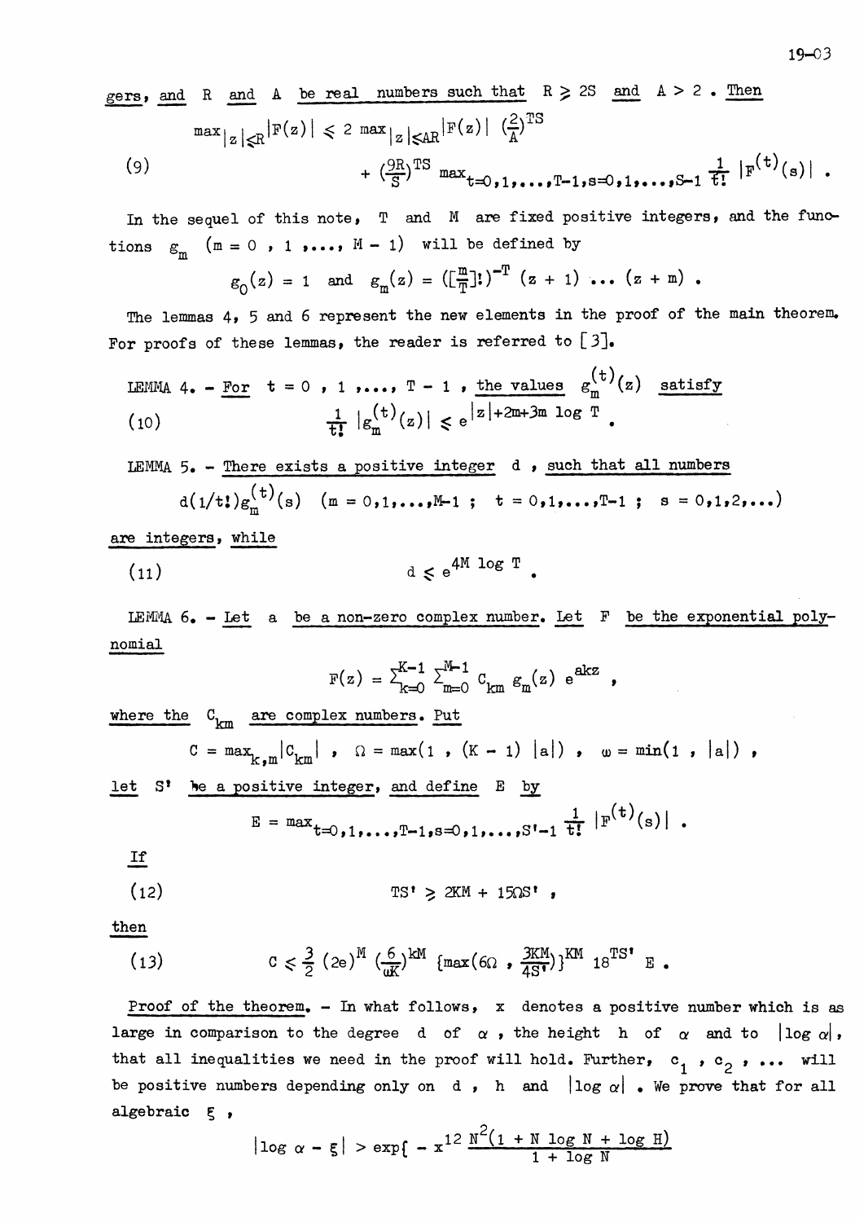gers, and $R$ and $A$ be real numbers such that $R \geqslant 2S$ and $A > 2$. Then

$$\max_{|z|\leqslant R}|F(z)| \leqslant 2\,\max_{|z|\leqslant AR}|F(z)|\;\left(\tfrac{2}{A}\right)^{TS} \tag{9}$$
$$+\left(\tfrac{9R}{S}\right)^{TS}\max_{t=0,1,\ldots,T-1,s=0,1,\ldots,S-1}\tfrac{1}{t!}\,|F^{(t)}(s)|\;.$$

In the sequel of this note, $T$ and $M$ are fixed positive integers, and the functions $g_m$ $(m = 0\ ,\ 1\ ,\ldots,\ M-1)$ will be defined by

$$g_0(z) = 1 \quad\text{and}\quad g_m(z) = \left(\left[\tfrac{m}{T}\right]!\right)^{-T}(z+1)\,\ldots\,(z+m)\;.$$

The lemmas 4, 5 and 6 represent the new elements in the proof of the main theorem. For proofs of these lemmas, the reader is referred to [3].

LEMMA 4. – *For* $t = 0\ ,\ 1\ ,\ldots,\ T-1$ , *the values* $g_m^{(t)}(z)$ *satisfy*

$$\tfrac{1}{t!}\,|g_m^{(t)}(z)| \leqslant e^{|z|+2m+3m\log T}\;. \tag{10}$$

LEMMA 5. – *There exists a positive integer* $d$ , *such that all numbers*

$$d(1/t!)g_m^{(t)}(s) \quad (m = 0,1,\ldots,M-1\ ;\ t = 0,1,\ldots,T-1\ ;\ s = 0,1,2,\ldots)$$

*are integers, while*

$$d \leqslant e^{4M\log T}\;. \tag{11}$$

LEMMA 6. – *Let* $a$ *be a non-zero complex number. Let* $F$ *be the exponential polynomial*

$$F(z) = \sum_{k=0}^{K-1}\sum_{m=0}^{M-1} C_{km}\,g_m(z)\,e^{akz}\;,$$

*where the* $C_{km}$ *are complex numbers. Put*

$$C = \max_{k,m}|C_{km}|\;,\quad \Omega = \max(1\ ,\ (K-1)\ |a|)\;,\quad \omega = \min(1\ ,\ |a|)\;,$$

*let* $S'$ *be a positive integer, and define* $E$ *by*

$$E = \max_{t=0,1,\ldots,T-1,s=0,1,\ldots,S'-1}\tfrac{1}{t!}\,|F^{(t)}(s)|\;.$$

*If*

$$TS' \geqslant 2KM + 15\Omega S'\;, \tag{12}$$

*then*

$$C \leqslant \tfrac{3}{2}\,(2e)^M\left(\tfrac{6}{\omega K}\right)^{kM}\left\{\max\left(6\Omega\ ,\ \tfrac{3KM}{4S'}\right)\right\}^{KM}18^{TS'}\,E\;. \tag{13}$$

Proof of the theorem. – In what follows, $x$ denotes a positive number which is as large in comparison to the degree $d$ of $\alpha$ , the height $h$ of $\alpha$ and to $|\log\alpha|$, that all inequalities we need in the proof will hold. Further, $c_1$ , $c_2$ , ... will be positive numbers depending only on $d$ , $h$ and $|\log\alpha|$ . We prove that for all algebraic $\xi$ ,

$$|\log\alpha - \xi| > \exp\{-x^{12}\,\frac{N^2(1 + N\log N + \log H)}{1+\log N}$$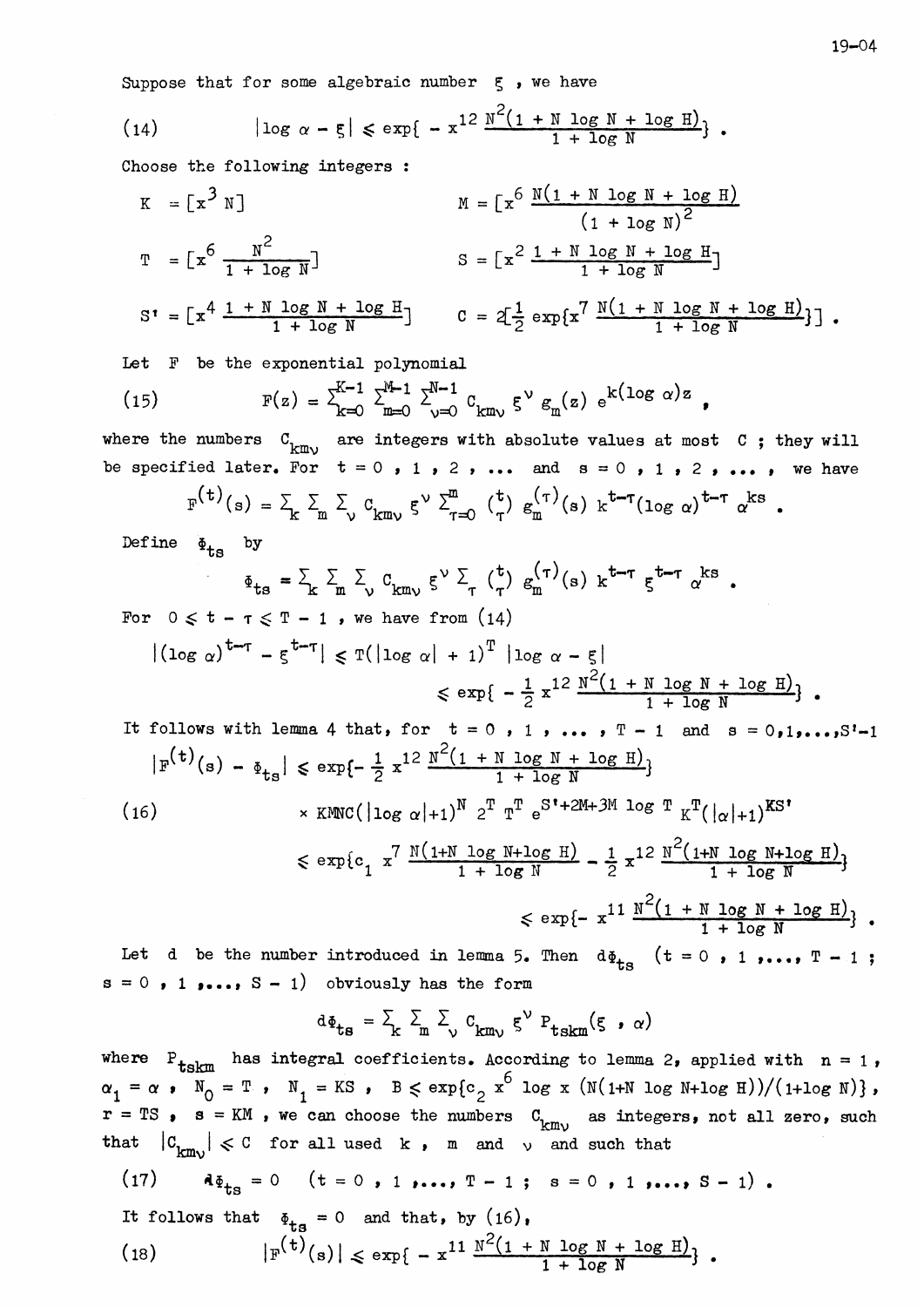Suppose that for some algebraic number $\xi$ , we have

$$(14) \qquad |\log \alpha - \xi| \leq \exp\{ - x^{12} \frac{N^2(1 + N \log N + \log H)}{1 + \log N}\} .$$

Choose the following integers :

$$K = [x^3 N] \qquad\qquad M = [x^6 \frac{N(1 + N \log N + \log H)}{(1 + \log N)^2}]$$

$$T = [x^6 \frac{N^2}{1 + \log N}] \qquad\qquad S = [x^2 \frac{1 + N \log N + \log H}{1 + \log N}]$$

$$S' = [x^4 \frac{1 + N \log N + \log H}{1 + \log N}] \qquad C = 2[\tfrac{1}{2} \exp\{x^7 \frac{N(1 + N \log N + \log H)}{1 + \log N}\}] .$$

Let $F$ be the exponential polynomial

$$(15) \qquad F(z) = \sum_{k=0}^{K-1} \sum_{m=0}^{M-1} \sum_{\nu=0}^{N-1} C_{km\nu}\, \xi^{\nu}\, g_m(z)\, e^{k(\log \alpha)z} ,$$

where the numbers $C_{km\nu}$ are integers with absolute values at most $C$ ; they will be specified later. For $t = 0 , 1 , 2 , \ldots$ and $s = 0 , 1 , 2 , \ldots$ , we have

$$F^{(t)}(s) = \sum_k \sum_m \sum_\nu C_{km\nu}\, \xi^{\nu} \sum_{\tau=0}^{m} \binom{t}{\tau} g_m^{(\tau)}(s)\, k^{t-\tau} (\log \alpha)^{t-\tau} \alpha^{ks} .$$

Define $\Phi_{ts}$ by

$$\Phi_{ts} = \sum_k \sum_m \sum_\nu C_{km\nu}\, \xi^{\nu} \sum_\tau \binom{t}{\tau} g_m^{(\tau)}(s)\, k^{t-\tau} \xi^{t-\tau} \alpha^{ks} .$$

For $0 \leq t - \tau \leq T - 1$ , we have from (14)

$$|(\log \alpha)^{t-\tau} - \xi^{t-\tau}| \leq T(|\log \alpha| + 1)^T\, |\log \alpha - \xi|$$
$$\leq \exp\{ - \tfrac{1}{2} x^{12} \frac{N^2(1 + N \log N + \log H)}{1 + \log N}\} .$$

It follows with lemma 4 that, for $t = 0 , 1 , \ldots , T - 1$ and $s = 0,1,\ldots,S'-1$

$$|F^{(t)}(s) - \Phi_{ts}| \leq \exp\{- \tfrac{1}{2} x^{12} \frac{N^2(1 + N \log N + \log H)}{1 + \log N}\}$$

$$(16) \qquad \times\, KMNC(|\log \alpha|+1)^N\, 2^T\, T^T\, e^{S'+2M+3M \log T}\, K^T (|\alpha|+1)^{KS'}$$

$$\leq \exp\{c_1\, x^7 \frac{N(1+N \log N+\log H)}{1 + \log N} - \tfrac{1}{2} x^{12} \frac{N^2(1+N \log N+\log H)}{1 + \log N}\}$$

$$\leq \exp\{- x^{11} \frac{N^2(1 + N \log N + \log H)}{1 + \log N}\} .$$

Let $d$ be the number introduced in lemma 5. Then $d\Phi_{ts}$ $(t = 0 , 1 , \ldots , T - 1 ;$ $s = 0 , 1 , \ldots , S - 1)$ obviously has the form

$$d\Phi_{ts} = \sum_k \sum_m \sum_\nu C_{km\nu}\, \xi^{\nu}\, P_{tskm}(\xi , \alpha)$$

where $P_{tskm}$ has integral coefficients. According to lemma 2, applied with $n = 1$ , $\alpha_1 = \alpha$ , $N_0 = T$ , $N_1 = KS$ , $B \leq \exp\{c_2\, x^6 \log x\, (N(1+N \log N+\log H))/(1+\log N)\}$ , $r = TS$ , $s = KM$ , we can choose the numbers $C_{km\nu}$ as integers, not all zero, such that $|C_{km\nu}| \leq C$ for all used $k$ , $m$ and $\nu$ and such that

$$(17) \qquad d\Phi_{ts} = 0 \quad (t = 0 , 1 , \ldots , T - 1 ; \ s = 0 , 1 , \ldots , S - 1) .$$

It follows that $\Phi_{ts} = 0$ and that, by (16),

$$(18) \qquad |F^{(t)}(s)| \leq \exp\{ - x^{11} \frac{N^2(1 + N \log N + \log H)}{1 + \log N}\} .$$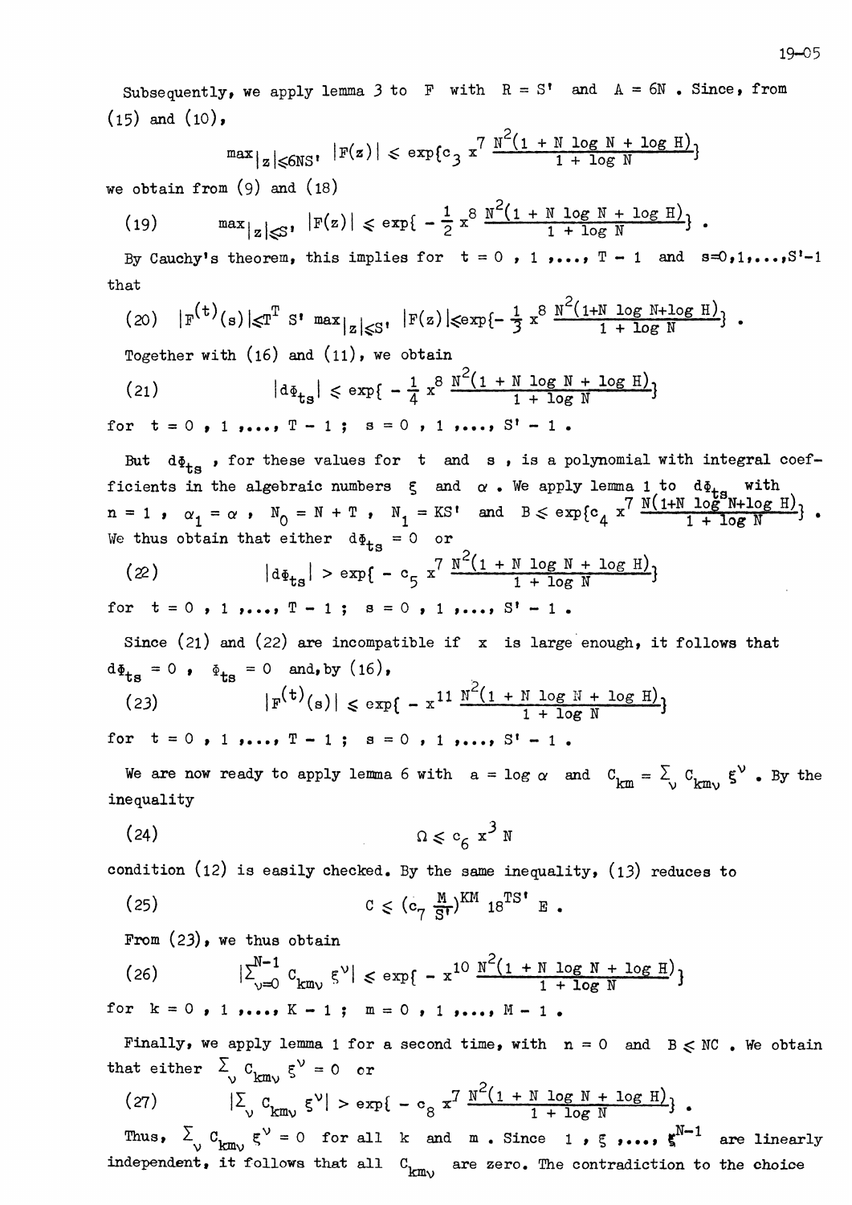Subsequently, we apply lemma 3 to $F$ with $R = S'$ and $A = 6N$. Since, from (15) and (10),

$$\max_{|z| \leqslant 6NS'} |F(z)| \leqslant \exp\{c_3 \, x^7 \, \frac{N^2(1 + N \log N + \log H)}{1 + \log N}\}$$

we obtain from (9) and (18)

$$(19) \qquad \max_{|z| \leqslant S'} |F(z)| \leqslant \exp\{ - \tfrac{1}{2} \, x^8 \, \frac{N^2(1 + N \log N + \log H)}{1 + \log N}\} .$$

By Cauchy's theorem, this implies for $t = 0, 1, \ldots, T-1$ and $s = 0, 1, \ldots, S'-1$ that

$$(20) \quad |F^{(t)}(s)| \leqslant T^T \, S' \max_{|z| \leqslant S'} |F(z)| \leqslant \exp\{- \tfrac{1}{3} \, x^8 \, \frac{N^2(1+N \log N+\log H)}{1 + \log N}\} .$$

Together with (16) and (11), we obtain

$$(21) \qquad |d\Phi_{ts}| \leqslant \exp\{ - \tfrac{1}{4} \, x^8 \, \frac{N^2(1 + N \log N + \log H)}{1 + \log N}\}$$

for $t = 0, 1, \ldots, T-1$; $s = 0, 1, \ldots, S'-1$.

But $d\Phi_{ts}$, for these values for $t$ and $s$, is a polynomial with integral coefficients in the algebraic numbers $\xi$ and $\alpha$. We apply lemma 1 to $d\Phi_{ts}$ with $n = 1$, $\alpha_1 = \alpha$, $N_0 = N + T$, $N_1 = KS'$ and $B \leqslant \exp\{c_4 \, x^7 \, \frac{N(1+N \log N+\log H)}{1 + \log N}\}$. We thus obtain that either $d\Phi_{ts} = 0$ or

$$(22) \qquad |d\Phi_{ts}| > \exp\{ - c_5 \, x^7 \, \frac{N^2(1 + N \log N + \log H)}{1 + \log N}\}$$

for $t = 0, 1, \ldots, T-1$; $s = 0, 1, \ldots, S'-1$.

Since (21) and (22) are incompatible if $x$ is large enough, it follows that $d\Phi_{ts} = 0$, $\Phi_{ts} = 0$ and, by (16),

$$(23) \qquad |F^{(t)}(s)| \leqslant \exp\{ - x^{11} \, \frac{N^2(1 + N \log N + \log H)}{1 + \log N}\}$$

for $t = 0, 1, \ldots, T-1$; $s = 0, 1, \ldots, S'-1$.

We are now ready to apply lemma 6 with $a = \log \alpha$ and $C_{km} = \sum_\nu c_{km\nu} \, \xi^\nu$. By the inequality

$$(24) \qquad \Omega \leqslant c_6 \, x^3 \, N$$

condition (12) is easily checked. By the same inequality, (13) reduces to

$$(25) \qquad C \leqslant (c_7 \, \frac{M}{S'})^{KM} \, 18^{TS'} \, E .$$

From (23), we thus obtain

$$(26) \qquad |\sum_{\nu=0}^{N-1} c_{km\nu} \, \xi^\nu| \leqslant \exp\{ - x^{10} \, \frac{N^2(1 + N \log N + \log H)}{1 + \log N}\}$$

for $k = 0, 1, \ldots, K-1$; $m = 0, 1, \ldots, M-1$.

Finally, we apply lemma 1 for a second time, with $n = 0$ and $B \leqslant NC$. We obtain that either $\sum_\nu c_{km\nu} \, \xi^\nu = 0$ or

$$(27) \qquad |\sum_\nu c_{km\nu} \, \xi^\nu| > \exp\{ - c_8 \, x^7 \, \frac{N^2(1 + N \log N + \log H)}{1 + \log N}\} .$$

Thus, $\sum_\nu c_{km\nu} \, \xi^\nu = 0$ for all $k$ and $m$. Since $1, \xi, \ldots, \xi^{N-1}$ are linearly independent, it follows that all $c_{km\nu}$ are zero. The contradiction to the choice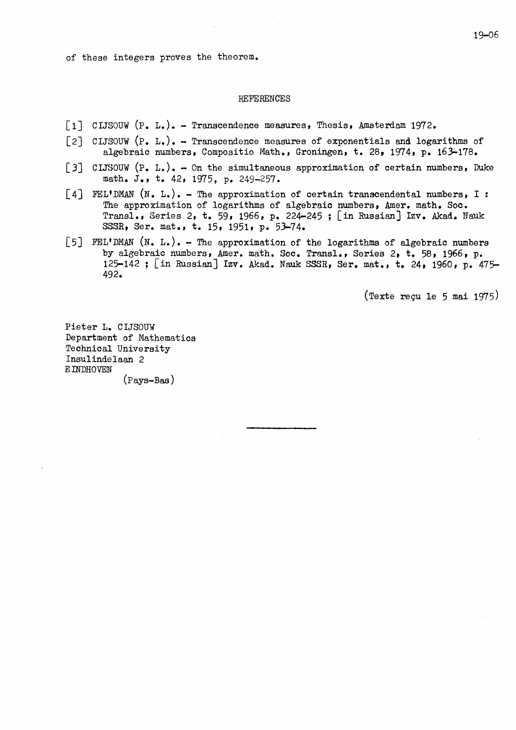of these integers proves the theorem.

## REFERENCES

[1] CIJSOUW (P. L.). - Transcendence measures, Thesis, Amsterdam 1972.

[2] CIJSOUW (P. L.). - Transcendence measures of exponentials and logarithms of algebraic numbers, Compositio Math., Groningen, t. 28, 1974, p. 163-178.

[3] CIJSOUW (P. L.). - On the simultaneous approximation of certain numbers, Duke math. J., t. 42, 1975, p. 249-257.

[4] FEL'DMAN (N. L.). - The approximation of certain transcendental numbers, I : The approximation of logarithms of algebraic numbers, Amer. math. Soc. Transl., Series 2, t. 59, 1966, p. 224-245 ; [in Russian] Izv. Akad. Nauk SSSR, Ser. mat., t. 15, 1951, p. 53-74.

[5] FEL'DMAN (N. L.). - The approximation of the logarithms of algebraic numbers by algebraic numbers, Amer. math. Soc. Transl., Series 2, t. 58, 1966, p. 125-142 ; [in Russian] Izv. Akad. Nauk SSSR, Ser. mat., t. 24, 1960, p. 475-492.

(Texte reçu le 5 mai 1975)

Pieter L. CIJSOUW
Department of Mathematics
Technical University
Insulindelaan 2
EINDHOVEN
(Pays-Bas)